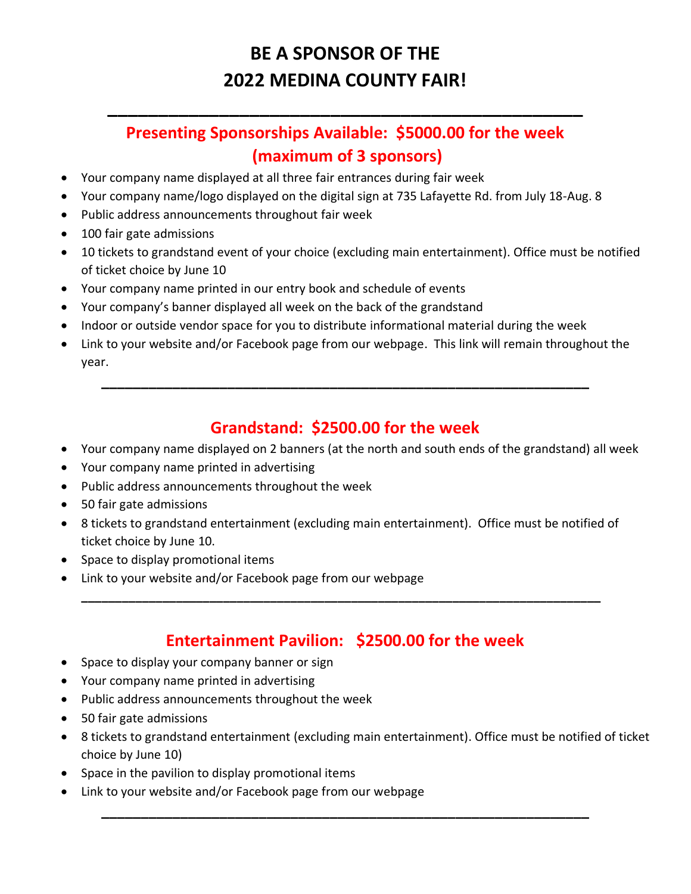# BE A SPONSOR OF THE
# 2022 MEDINA COUNTY FAIR!

---

## Presenting Sponsorships Available: $5000.00 for the week (maximum of 3 sponsors)

- Your company name displayed at all three fair entrances during fair week
- Your company name/logo displayed on the digital sign at 735 Lafayette Rd. from July 18-Aug. 8
- Public address announcements throughout fair week
- 100 fair gate admissions
- 10 tickets to grandstand event of your choice (excluding main entertainment). Office must be notified of ticket choice by June 10
- Your company name printed in our entry book and schedule of events
- Your company's banner displayed all week on the back of the grandstand
- Indoor or outside vendor space for you to distribute informational material during the week
- Link to your website and/or Facebook page from our webpage. This link will remain throughout the year.

---

## Grandstand: $2500.00 for the week

- Your company name displayed on 2 banners (at the north and south ends of the grandstand) all week
- Your company name printed in advertising
- Public address announcements throughout the week
- 50 fair gate admissions
- 8 tickets to grandstand entertainment (excluding main entertainment). Office must be notified of ticket choice by June 10.
- Space to display promotional items
- Link to your website and/or Facebook page from our webpage

---

## Entertainment Pavilion: $2500.00 for the week

- Space to display your company banner or sign
- Your company name printed in advertising
- Public address announcements throughout the week
- 50 fair gate admissions
- 8 tickets to grandstand entertainment (excluding main entertainment). Office must be notified of ticket choice by June 10)
- Space in the pavilion to display promotional items
- Link to your website and/or Facebook page from our webpage

---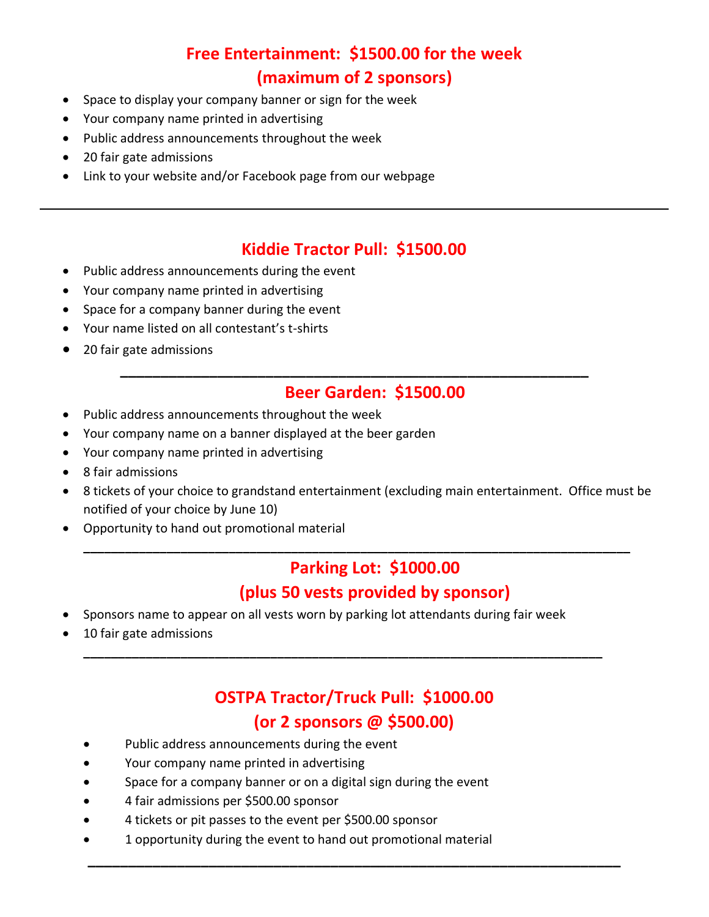## Free Entertainment: $1500.00 for the week
## (maximum of 2 sponsors)

- Space to display your company banner or sign for the week
- Your company name printed in advertising
- Public address announcements throughout the week
- 20 fair gate admissions
- Link to your website and/or Facebook page from our webpage

---

## Kiddie Tractor Pull: $1500.00

- Public address announcements during the event
- Your company name printed in advertising
- Space for a company banner during the event
- Your name listed on all contestant's t-shirts
- 20 fair gate admissions

---

## Beer Garden: $1500.00

- Public address announcements throughout the week
- Your company name on a banner displayed at the beer garden
- Your company name printed in advertising
- 8 fair admissions
- 8 tickets of your choice to grandstand entertainment (excluding main entertainment. Office must be notified of your choice by June 10)
- Opportunity to hand out promotional material

---

## Parking Lot: $1000.00
## (plus 50 vests provided by sponsor)

- Sponsors name to appear on all vests worn by parking lot attendants during fair week
- 10 fair gate admissions

---

## OSTPA Tractor/Truck Pull: $1000.00
## (or 2 sponsors @ $500.00)

- Public address announcements during the event
- Your company name printed in advertising
- Space for a company banner or on a digital sign during the event
- 4 fair admissions per $500.00 sponsor
- 4 tickets or pit passes to the event per $500.00 sponsor
- 1 opportunity during the event to hand out promotional material

---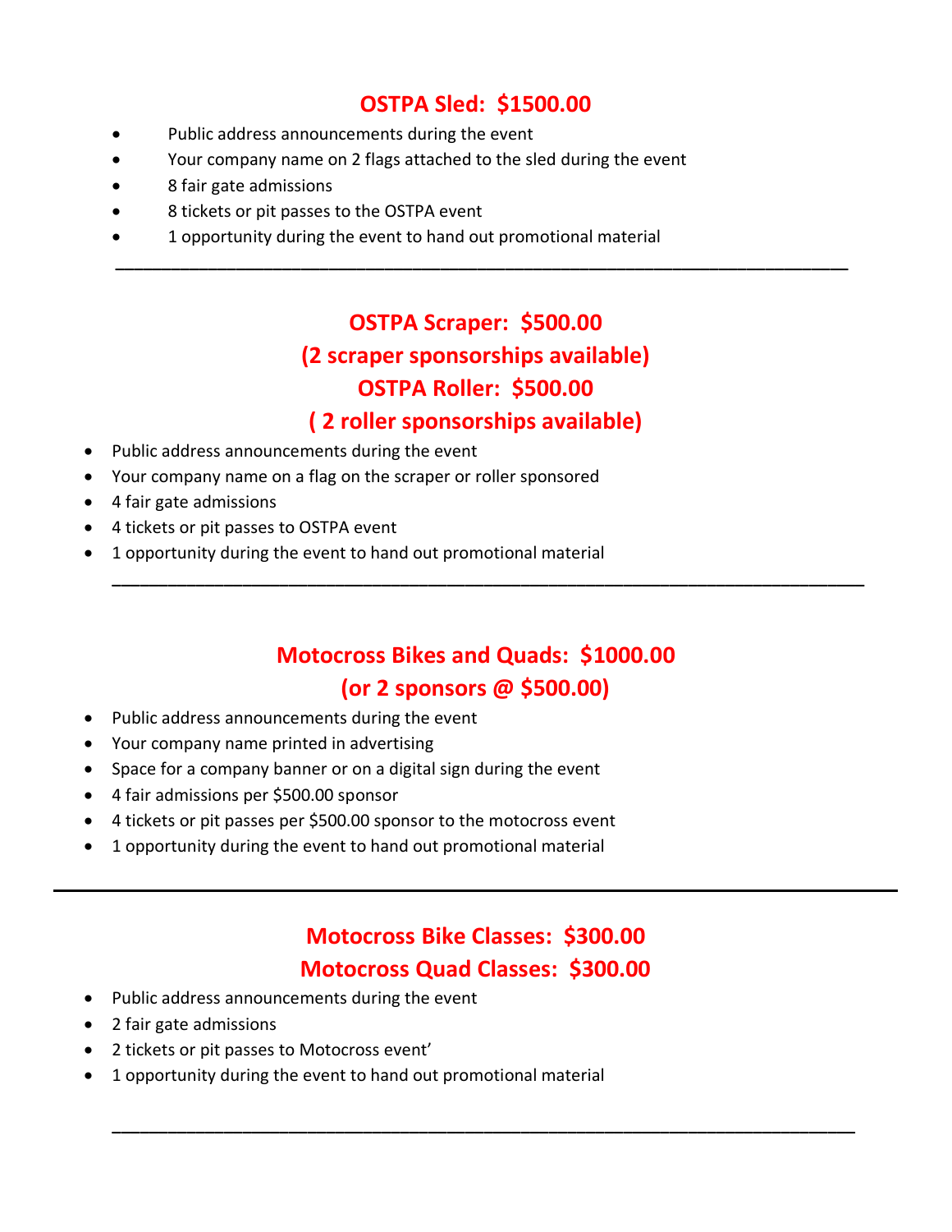## OSTPA Sled: $1500.00

- Public address announcements during the event
- Your company name on 2 flags attached to the sled during the event
- 8 fair gate admissions
- 8 tickets or pit passes to the OSTPA event
- 1 opportunity during the event to hand out promotional material

---

## OSTPA Scraper: $500.00
## (2 scraper sponsorships available)
## OSTPA Roller: $500.00
## ( 2 roller sponsorships available)

- Public address announcements during the event
- Your company name on a flag on the scraper or roller sponsored
- 4 fair gate admissions
- 4 tickets or pit passes to OSTPA event
- 1 opportunity during the event to hand out promotional material

---

## Motocross Bikes and Quads: $1000.00
## (or 2 sponsors @ $500.00)

- Public address announcements during the event
- Your company name printed in advertising
- Space for a company banner or on a digital sign during the event
- 4 fair admissions per $500.00 sponsor
- 4 tickets or pit passes per $500.00 sponsor to the motocross event
- 1 opportunity during the event to hand out promotional material

---

## Motocross Bike Classes: $300.00
## Motocross Quad Classes: $300.00

- Public address announcements during the event
- 2 fair gate admissions
- 2 tickets or pit passes to Motocross event'
- 1 opportunity during the event to hand out promotional material

---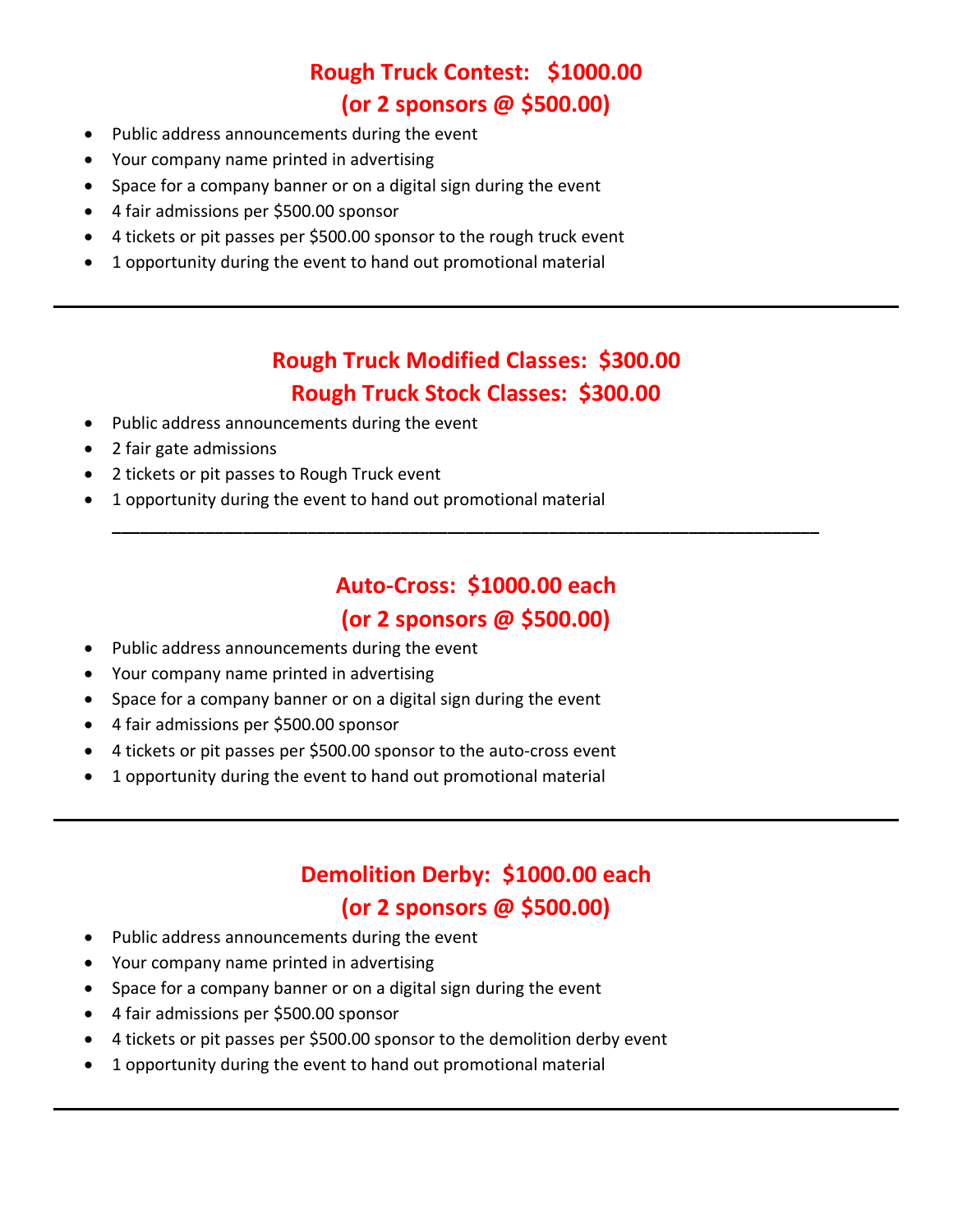## Rough Truck Contest: $1000.00
## (or 2 sponsors @ $500.00)

- Public address announcements during the event
- Your company name printed in advertising
- Space for a company banner or on a digital sign during the event
- 4 fair admissions per $500.00 sponsor
- 4 tickets or pit passes per $500.00 sponsor to the rough truck event
- 1 opportunity during the event to hand out promotional material

---

## Rough Truck Modified Classes: $300.00
## Rough Truck Stock Classes: $300.00

- Public address announcements during the event
- 2 fair gate admissions
- 2 tickets or pit passes to Rough Truck event
- 1 opportunity during the event to hand out promotional material

---

## Auto-Cross: $1000.00 each
## (or 2 sponsors @ $500.00)

- Public address announcements during the event
- Your company name printed in advertising
- Space for a company banner or on a digital sign during the event
- 4 fair admissions per $500.00 sponsor
- 4 tickets or pit passes per $500.00 sponsor to the auto-cross event
- 1 opportunity during the event to hand out promotional material

---

## Demolition Derby: $1000.00 each
## (or 2 sponsors @ $500.00)

- Public address announcements during the event
- Your company name printed in advertising
- Space for a company banner or on a digital sign during the event
- 4 fair admissions per $500.00 sponsor
- 4 tickets or pit passes per $500.00 sponsor to the demolition derby event
- 1 opportunity during the event to hand out promotional material

---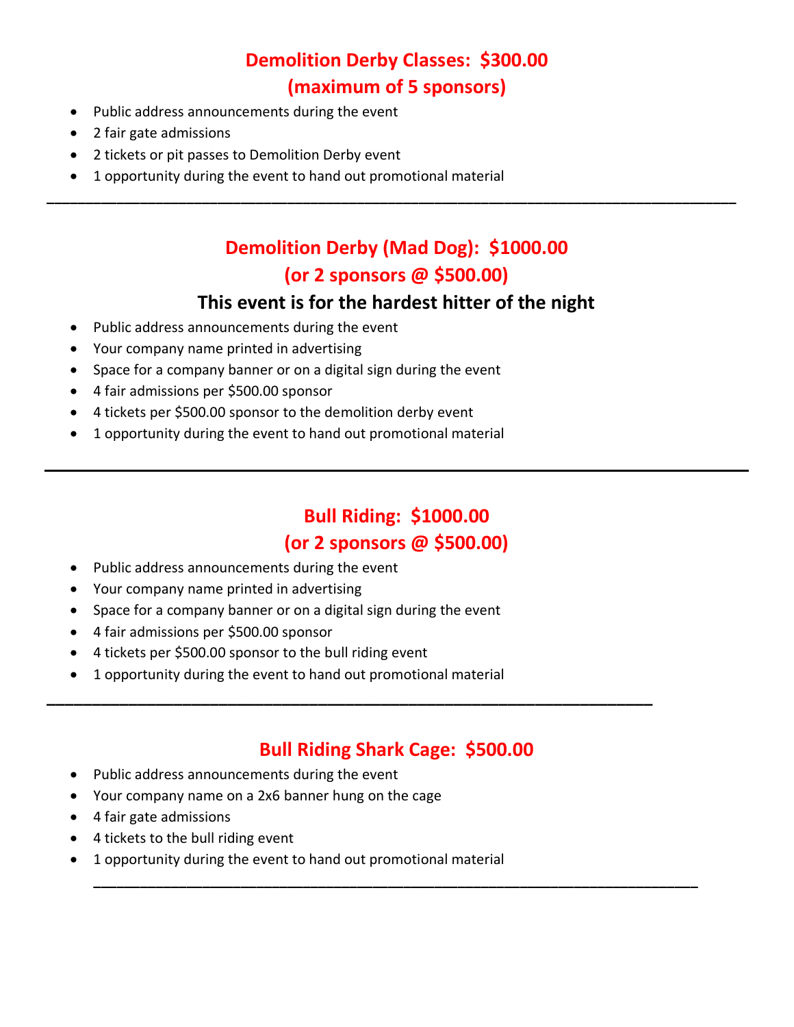## Demolition Derby Classes: $300.00
## (maximum of 5 sponsors)

- Public address announcements during the event
- 2 fair gate admissions
- 2 tickets or pit passes to Demolition Derby event
- 1 opportunity during the event to hand out promotional material

---

## Demolition Derby (Mad Dog): $1000.00
## (or 2 sponsors @ $500.00)

### This event is for the hardest hitter of the night

- Public address announcements during the event
- Your company name printed in advertising
- Space for a company banner or on a digital sign during the event
- 4 fair admissions per $500.00 sponsor
- 4 tickets per $500.00 sponsor to the demolition derby event
- 1 opportunity during the event to hand out promotional material

---

## Bull Riding: $1000.00
## (or 2 sponsors @ $500.00)

- Public address announcements during the event
- Your company name printed in advertising
- Space for a company banner or on a digital sign during the event
- 4 fair admissions per $500.00 sponsor
- 4 tickets per $500.00 sponsor to the bull riding event
- 1 opportunity during the event to hand out promotional material

---

## Bull Riding Shark Cage: $500.00

- Public address announcements during the event
- Your company name on a 2x6 banner hung on the cage
- 4 fair gate admissions
- 4 tickets to the bull riding event
- 1 opportunity during the event to hand out promotional material

---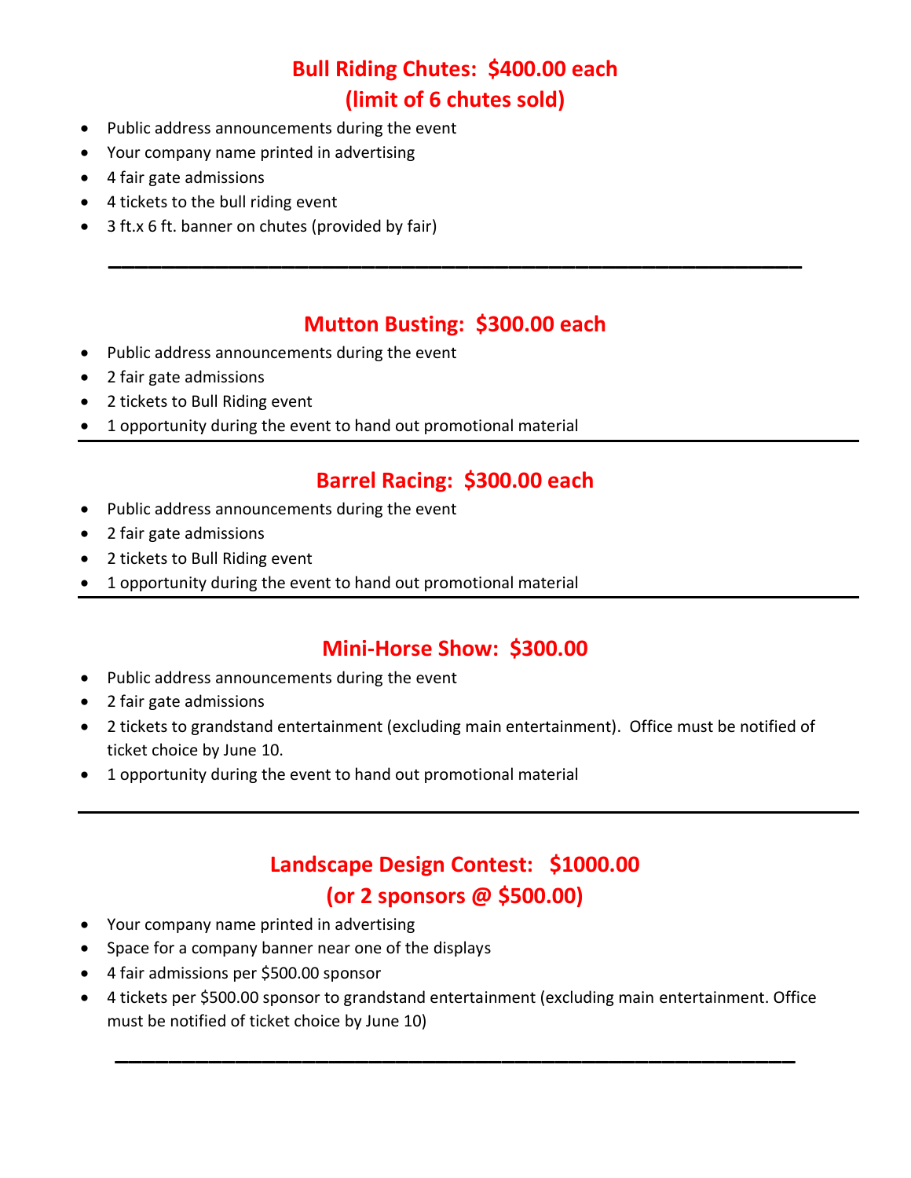## Bull Riding Chutes: $400.00 each
## (limit of 6 chutes sold)

- Public address announcements during the event
- Your company name printed in advertising
- 4 fair gate admissions
- 4 tickets to the bull riding event
- 3 ft.x 6 ft. banner on chutes (provided by fair)

---

## Mutton Busting: $300.00 each

- Public address announcements during the event
- 2 fair gate admissions
- 2 tickets to Bull Riding event
- 1 opportunity during the event to hand out promotional material

---

## Barrel Racing: $300.00 each

- Public address announcements during the event
- 2 fair gate admissions
- 2 tickets to Bull Riding event
- 1 opportunity during the event to hand out promotional material

---

## Mini-Horse Show: $300.00

- Public address announcements during the event
- 2 fair gate admissions
- 2 tickets to grandstand entertainment (excluding main entertainment). Office must be notified of ticket choice by June 10.
- 1 opportunity during the event to hand out promotional material

---

## Landscape Design Contest: $1000.00
## (or 2 sponsors @ $500.00)

- Your company name printed in advertising
- Space for a company banner near one of the displays
- 4 fair admissions per $500.00 sponsor
- 4 tickets per $500.00 sponsor to grandstand entertainment (excluding main entertainment. Office must be notified of ticket choice by June 10)

---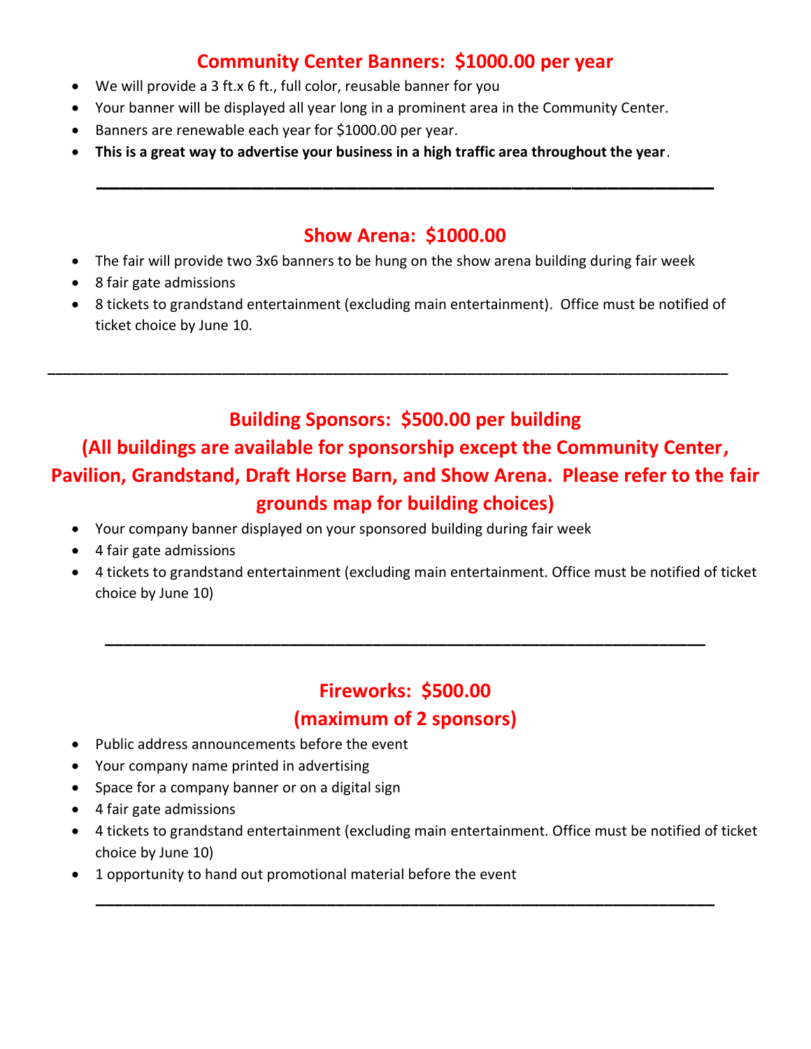## Community Center Banners: $1000.00 per year

- We will provide a 3 ft.x 6 ft., full color, reusable banner for you
- Your banner will be displayed all year long in a prominent area in the Community Center.
- Banners are renewable each year for $1000.00 per year.
- **This is a great way to advertise your business in a high traffic area throughout the year**.

---

## Show Arena: $1000.00

- The fair will provide two 3x6 banners to be hung on the show arena building during fair week
- 8 fair gate admissions
- 8 tickets to grandstand entertainment (excluding main entertainment). Office must be notified of ticket choice by June 10.

---

## Building Sponsors: $500.00 per building

## (All buildings are available for sponsorship except the Community Center, Pavilion, Grandstand, Draft Horse Barn, and Show Arena. Please refer to the fair grounds map for building choices)

- Your company banner displayed on your sponsored building during fair week
- 4 fair gate admissions
- 4 tickets to grandstand entertainment (excluding main entertainment. Office must be notified of ticket choice by June 10)

---

## Fireworks: $500.00

## (maximum of 2 sponsors)

- Public address announcements before the event
- Your company name printed in advertising
- Space for a company banner or on a digital sign
- 4 fair gate admissions
- 4 tickets to grandstand entertainment (excluding main entertainment. Office must be notified of ticket choice by June 10)
- 1 opportunity to hand out promotional material before the event

---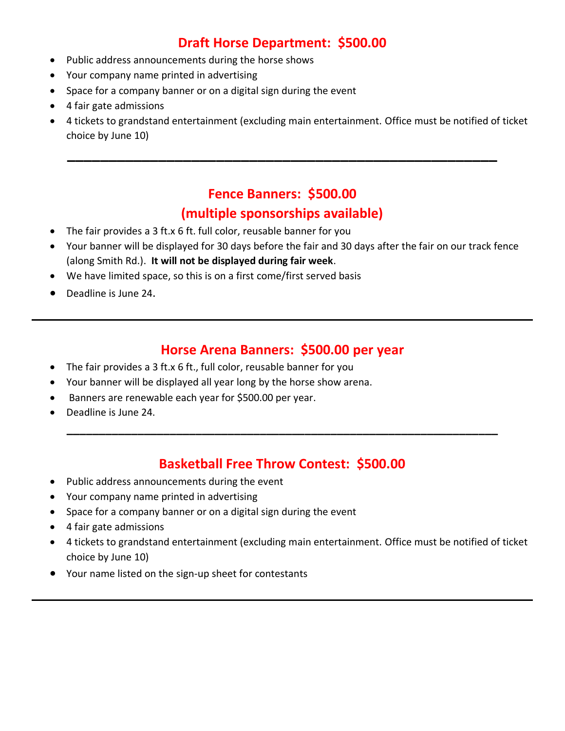## Draft Horse Department: $500.00

- Public address announcements during the horse shows
- Your company name printed in advertising
- Space for a company banner or on a digital sign during the event
- 4 fair gate admissions
- 4 tickets to grandstand entertainment (excluding main entertainment. Office must be notified of ticket choice by June 10)

---

## Fence Banners: $500.00
## (multiple sponsorships available)

- The fair provides a 3 ft.x 6 ft. full color, reusable banner for you
- Your banner will be displayed for 30 days before the fair and 30 days after the fair on our track fence (along Smith Rd.). **It will not be displayed during fair week**.
- We have limited space, so this is on a first come/first served basis
- Deadline is June 24.

---

## Horse Arena Banners: $500.00 per year

- The fair provides a 3 ft.x 6 ft., full color, reusable banner for you
- Your banner will be displayed all year long by the horse show arena.
- Banners are renewable each year for $500.00 per year.
- Deadline is June 24.

---

## Basketball Free Throw Contest: $500.00

- Public address announcements during the event
- Your company name printed in advertising
- Space for a company banner or on a digital sign during the event
- 4 fair gate admissions
- 4 tickets to grandstand entertainment (excluding main entertainment. Office must be notified of ticket choice by June 10)
- Your name listed on the sign-up sheet for contestants

---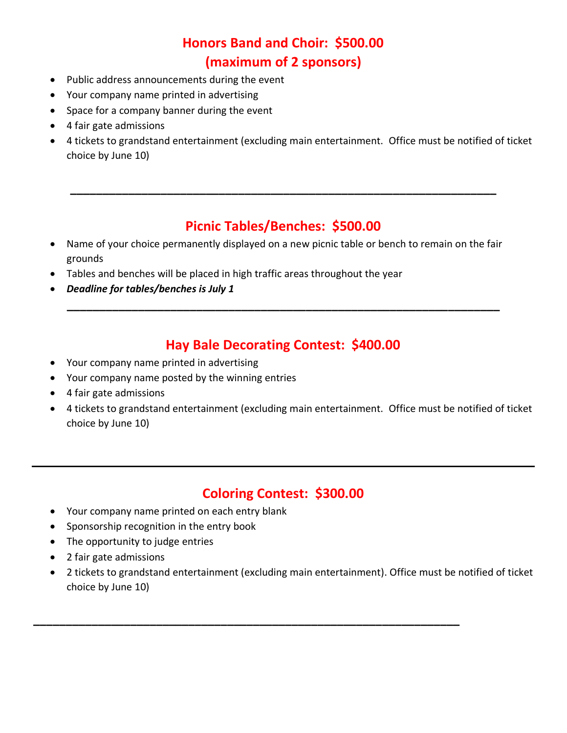## Honors Band and Choir: $500.00 (maximum of 2 sponsors)

- Public address announcements during the event
- Your company name printed in advertising
- Space for a company banner during the event
- 4 fair gate admissions
- 4 tickets to grandstand entertainment (excluding main entertainment. Office must be notified of ticket choice by June 10)

---

## Picnic Tables/Benches: $500.00

- Name of your choice permanently displayed on a new picnic table or bench to remain on the fair grounds
- Tables and benches will be placed in high traffic areas throughout the year
- ***Deadline for tables/benches is July 1***

---

## Hay Bale Decorating Contest: $400.00

- Your company name printed in advertising
- Your company name posted by the winning entries
- 4 fair gate admissions
- 4 tickets to grandstand entertainment (excluding main entertainment. Office must be notified of ticket choice by June 10)

---

## Coloring Contest: $300.00

- Your company name printed on each entry blank
- Sponsorship recognition in the entry book
- The opportunity to judge entries
- 2 fair gate admissions
- 2 tickets to grandstand entertainment (excluding main entertainment). Office must be notified of ticket choice by June 10)

---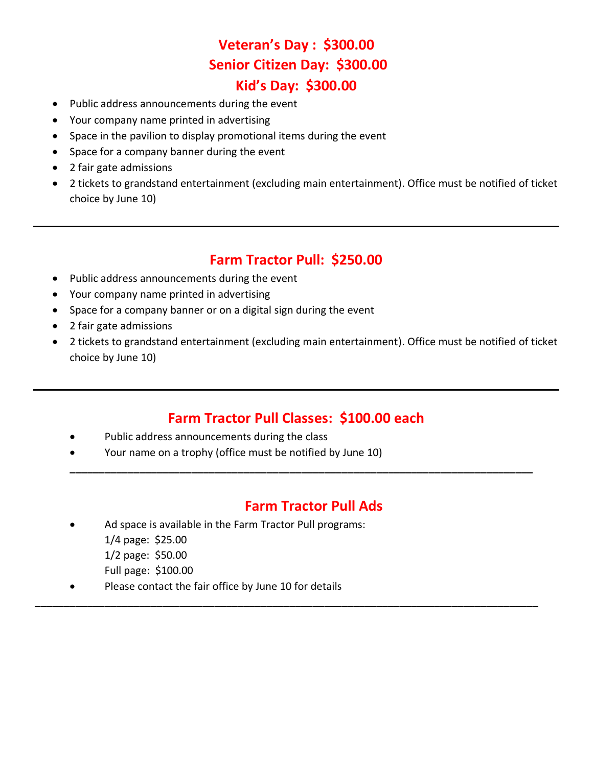## Veteran's Day : $300.00
## Senior Citizen Day: $300.00
## Kid's Day: $300.00

- Public address announcements during the event
- Your company name printed in advertising
- Space in the pavilion to display promotional items during the event
- Space for a company banner during the event
- 2 fair gate admissions
- 2 tickets to grandstand entertainment (excluding main entertainment). Office must be notified of ticket choice by June 10)

---

## Farm Tractor Pull: $250.00

- Public address announcements during the event
- Your company name printed in advertising
- Space for a company banner or on a digital sign during the event
- 2 fair gate admissions
- 2 tickets to grandstand entertainment (excluding main entertainment). Office must be notified of ticket choice by June 10)

---

## Farm Tractor Pull Classes: $100.00 each

- Public address announcements during the class
- Your name on a trophy (office must be notified by June 10)

---

## Farm Tractor Pull Ads

- Ad space is available in the Farm Tractor Pull programs:
  1/4 page: $25.00
  1/2 page: $50.00
  Full page: $100.00
- Please contact the fair office by June 10 for details

---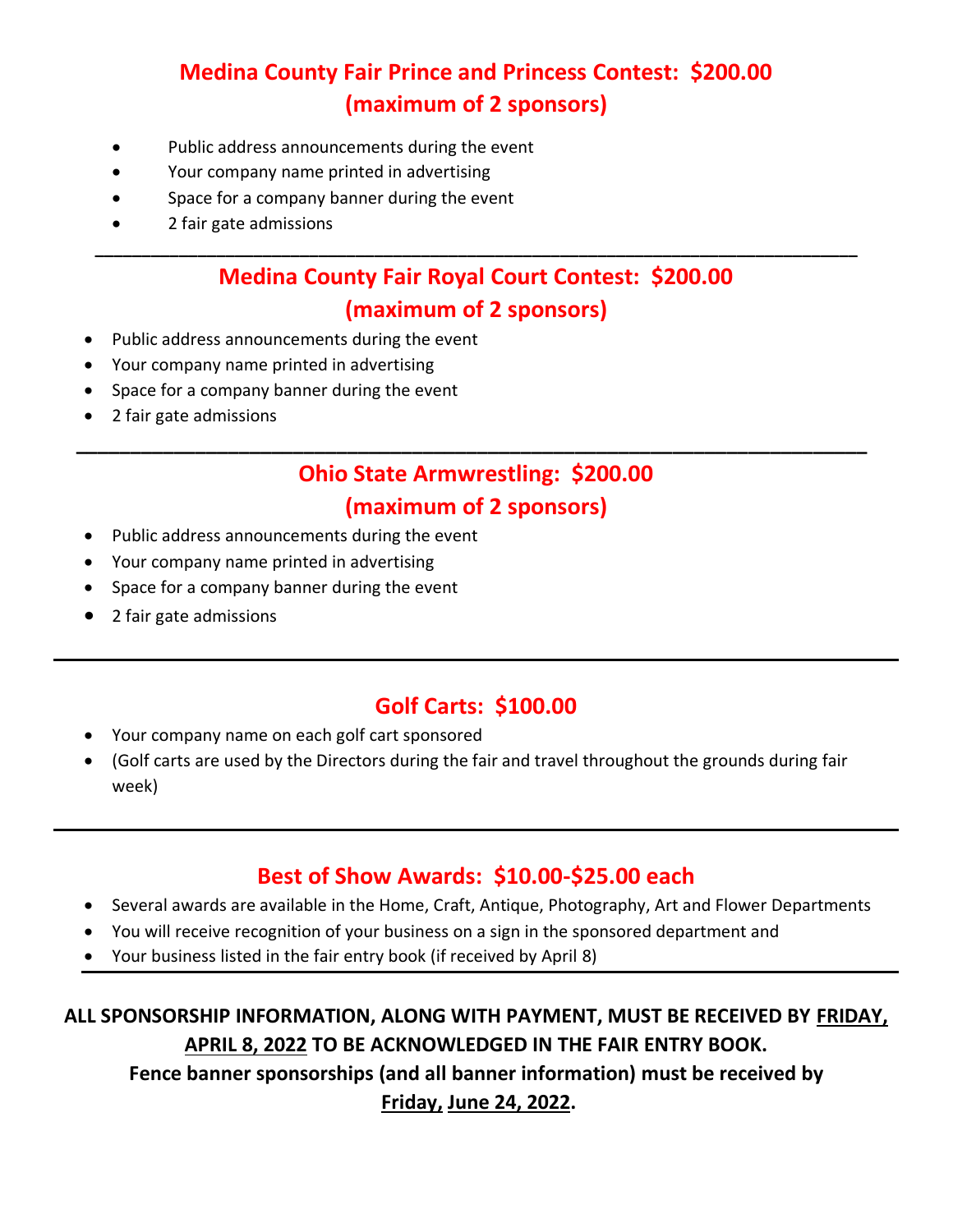## Medina County Fair Prince and Princess Contest: $200.00 (maximum of 2 sponsors)

- Public address announcements during the event
- Your company name printed in advertising
- Space for a company banner during the event
- 2 fair gate admissions

---

## Medina County Fair Royal Court Contest: $200.00 (maximum of 2 sponsors)

- Public address announcements during the event
- Your company name printed in advertising
- Space for a company banner during the event
- 2 fair gate admissions

---

## Ohio State Armwrestling: $200.00 (maximum of 2 sponsors)

- Public address announcements during the event
- Your company name printed in advertising
- Space for a company banner during the event
- 2 fair gate admissions

---

## Golf Carts: $100.00

- Your company name on each golf cart sponsored
- (Golf carts are used by the Directors during the fair and travel throughout the grounds during fair week)

---

## Best of Show Awards: $10.00-$25.00 each

- Several awards are available in the Home, Craft, Antique, Photography, Art and Flower Departments
- You will receive recognition of your business on a sign in the sponsored department and
- Your business listed in the fair entry book (if received by April 8)

---

**ALL SPONSORSHIP INFORMATION, ALONG WITH PAYMENT, MUST BE RECEIVED BY FRIDAY, APRIL 8, 2022 TO BE ACKNOWLEDGED IN THE FAIR ENTRY BOOK.**

**Fence banner sponsorships (and all banner information) must be received by Friday, June 24, 2022.**